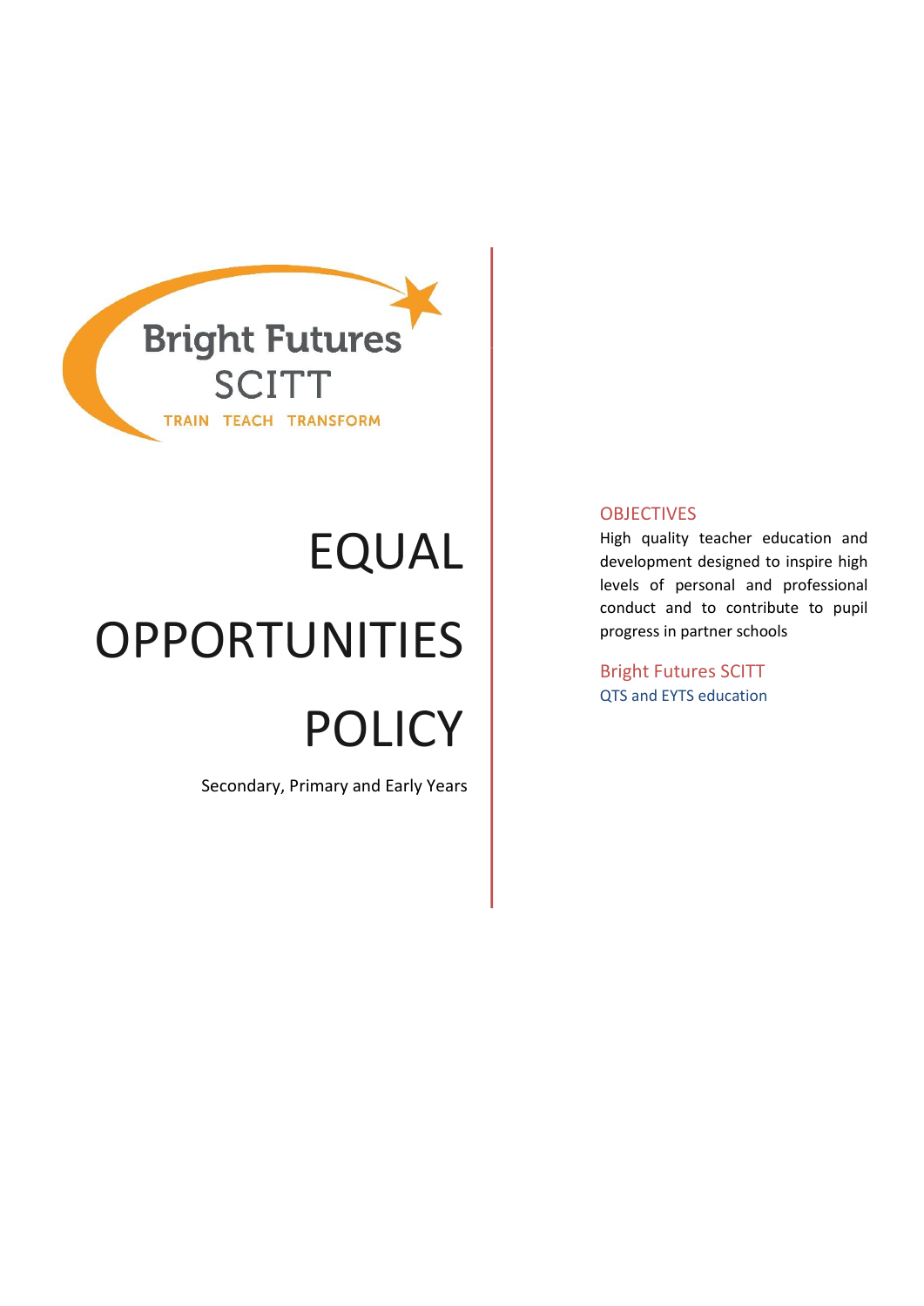Bright Futures SCITT

TRAIN TEACH TRANSFORM

# EQUAL OPPORTUNITIES POLICY

Secondary, Primary and Early Years

## OBJECTIVES

High quality teacher education and development designed to inspire high levels of personal and professional conduct and to contribute to pupil progress in partner schools

Bright Futures SCITT

QTS and EYTS education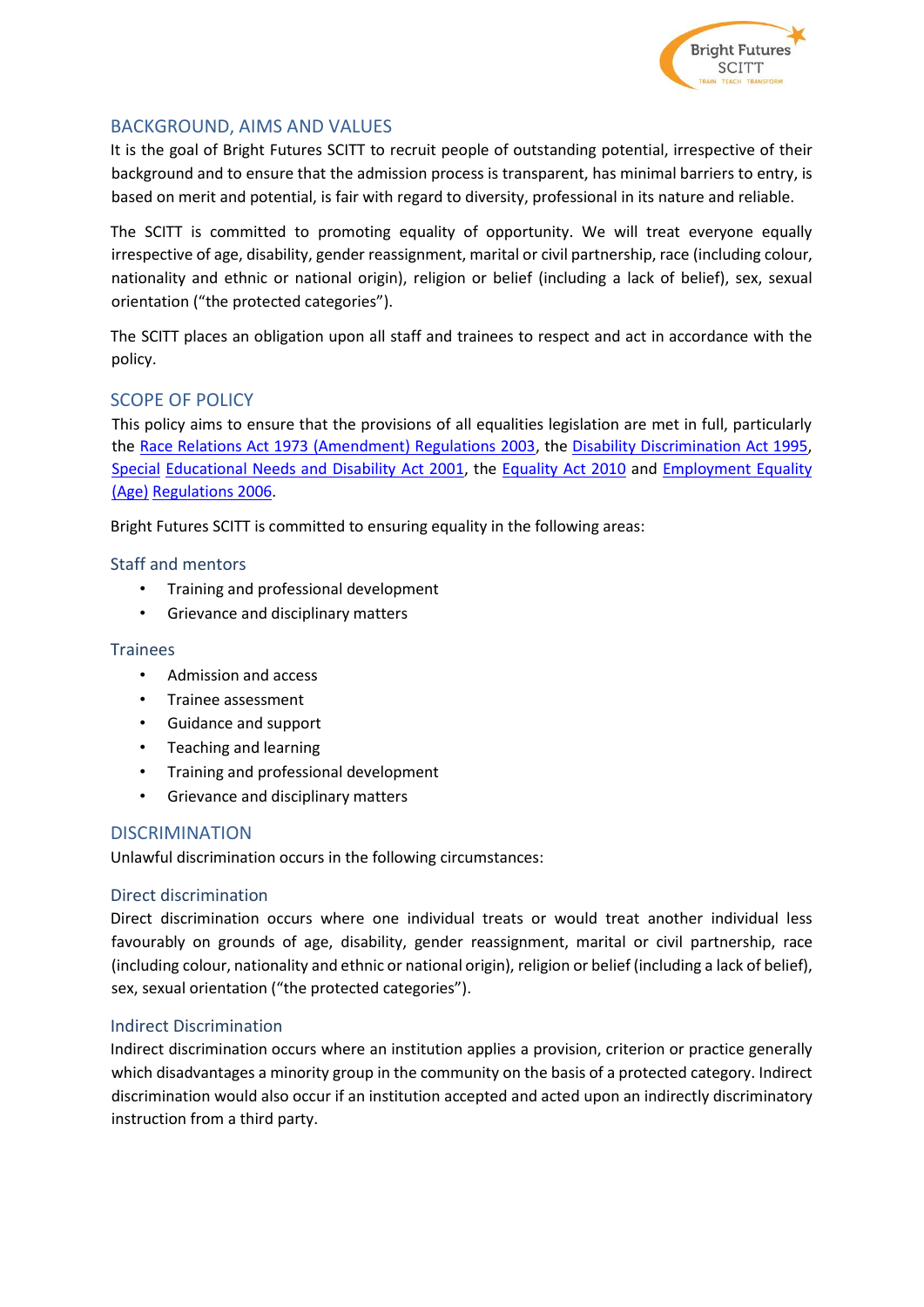## BACKGROUND, AIMS AND VALUES

It is the goal of Bright Futures SCITT to recruit people of outstanding potential, irrespective of their background and to ensure that the admission process is transparent, has minimal barriers to entry, is based on merit and potential, is fair with regard to diversity, professional in its nature and reliable.

The SCITT is committed to promoting equality of opportunity. We will treat everyone equally irrespective of age, disability, gender reassignment, marital or civil partnership, race (including colour, nationality and ethnic or national origin), religion or belief (including a lack of belief), sex, sexual orientation ("the protected categories").

The SCITT places an obligation upon all staff and trainees to respect and act in accordance with the policy.

## SCOPE OF POLICY

This policy aims to ensure that the provisions of all equalities legislation are met in full, particularly the Race Relations Act 1973 (Amendment) Regulations 2003, the Disability Discrimination Act 1995, Special Educational Needs and Disability Act 2001, the Equality Act 2010 and Employment Equality (Age) Regulations 2006.

Bright Futures SCITT is committed to ensuring equality in the following areas:

### Staff and mentors

- Training and professional development
- Grievance and disciplinary matters

### Trainees

- Admission and access
- Trainee assessment
- Guidance and support
- Teaching and learning
- Training and professional development
- Grievance and disciplinary matters

## DISCRIMINATION

Unlawful discrimination occurs in the following circumstances:

### Direct discrimination

Direct discrimination occurs where one individual treats or would treat another individual less favourably on grounds of age, disability, gender reassignment, marital or civil partnership, race (including colour, nationality and ethnic or national origin), religion or belief (including a lack of belief), sex, sexual orientation ("the protected categories").

### Indirect Discrimination

Indirect discrimination occurs where an institution applies a provision, criterion or practice generally which disadvantages a minority group in the community on the basis of a protected category. Indirect discrimination would also occur if an institution accepted and acted upon an indirectly discriminatory instruction from a third party.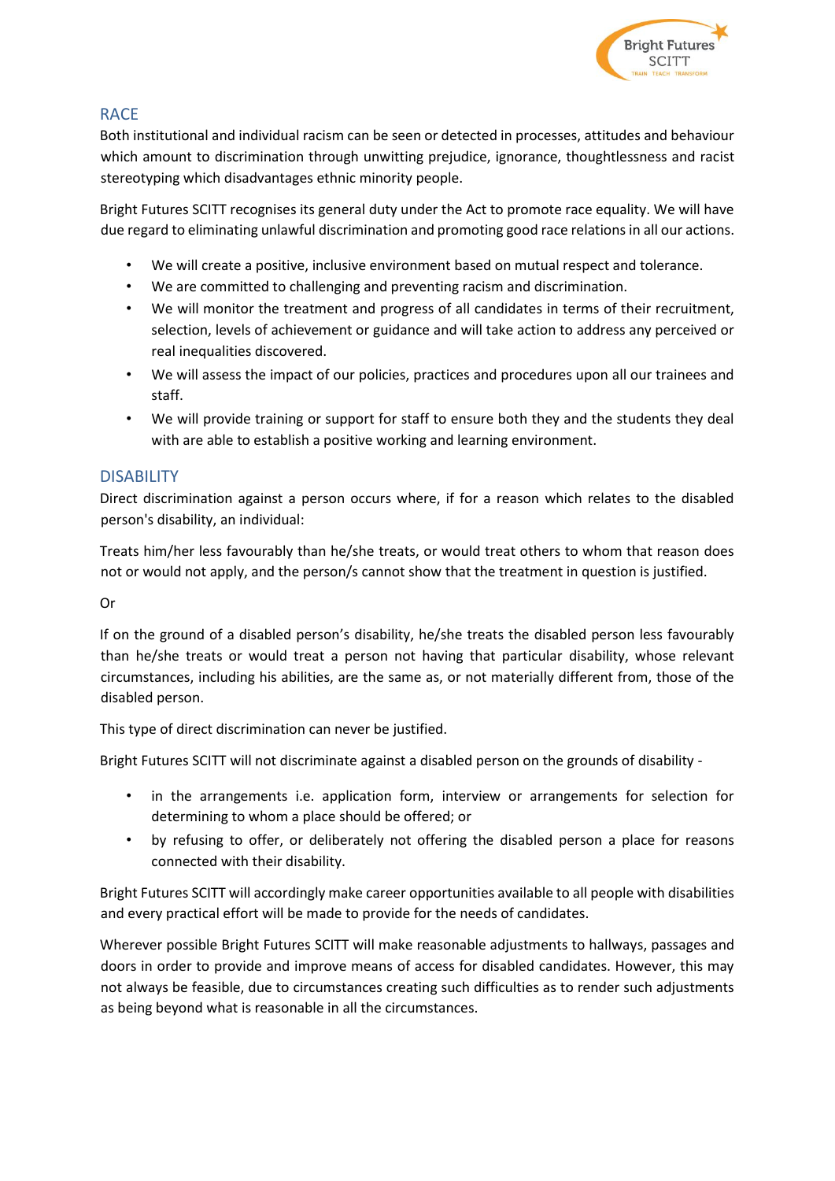## RACE

Both institutional and individual racism can be seen or detected in processes, attitudes and behaviour which amount to discrimination through unwitting prejudice, ignorance, thoughtlessness and racist stereotyping which disadvantages ethnic minority people.

Bright Futures SCITT recognises its general duty under the Act to promote race equality. We will have due regard to eliminating unlawful discrimination and promoting good race relations in all our actions.

- We will create a positive, inclusive environment based on mutual respect and tolerance.
- We are committed to challenging and preventing racism and discrimination.
- We will monitor the treatment and progress of all candidates in terms of their recruitment, selection, levels of achievement or guidance and will take action to address any perceived or real inequalities discovered.
- We will assess the impact of our policies, practices and procedures upon all our trainees and staff.
- We will provide training or support for staff to ensure both they and the students they deal with are able to establish a positive working and learning environment.

## DISABILITY

Direct discrimination against a person occurs where, if for a reason which relates to the disabled person's disability, an individual:

Treats him/her less favourably than he/she treats, or would treat others to whom that reason does not or would not apply, and the person/s cannot show that the treatment in question is justified.

Or

If on the ground of a disabled person's disability, he/she treats the disabled person less favourably than he/she treats or would treat a person not having that particular disability, whose relevant circumstances, including his abilities, are the same as, or not materially different from, those of the disabled person.

This type of direct discrimination can never be justified.

Bright Futures SCITT will not discriminate against a disabled person on the grounds of disability -

- in the arrangements i.e. application form, interview or arrangements for selection for determining to whom a place should be offered; or
- by refusing to offer, or deliberately not offering the disabled person a place for reasons connected with their disability.

Bright Futures SCITT will accordingly make career opportunities available to all people with disabilities and every practical effort will be made to provide for the needs of candidates.

Wherever possible Bright Futures SCITT will make reasonable adjustments to hallways, passages and doors in order to provide and improve means of access for disabled candidates. However, this may not always be feasible, due to circumstances creating such difficulties as to render such adjustments as being beyond what is reasonable in all the circumstances.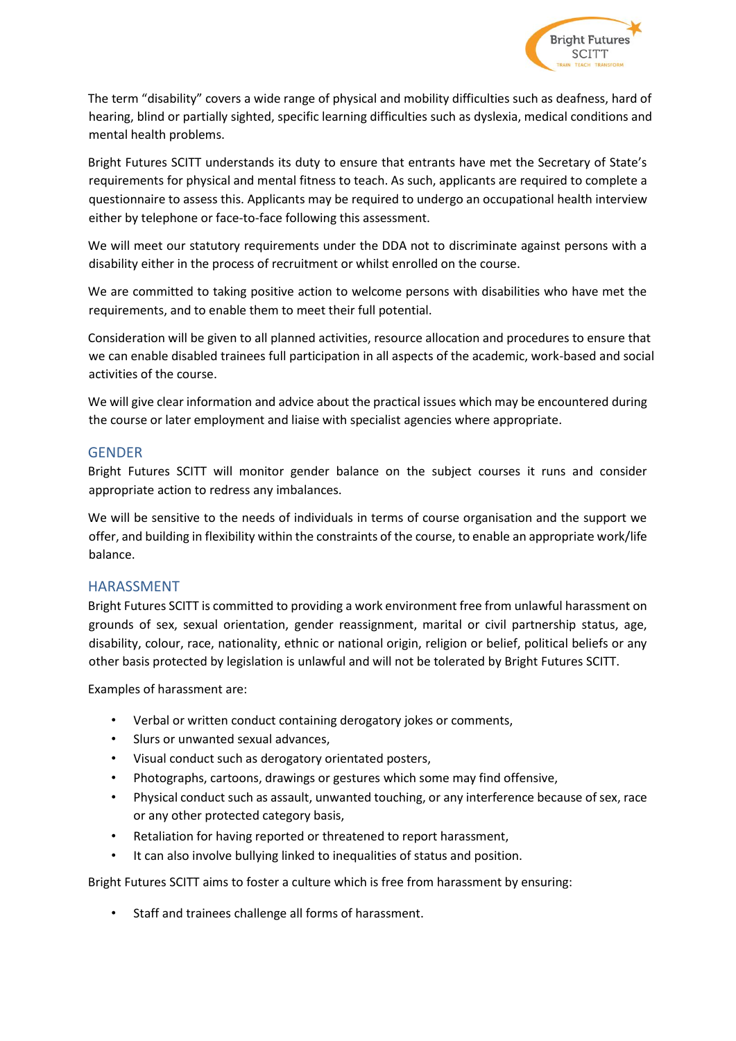The term "disability" covers a wide range of physical and mobility difficulties such as deafness, hard of hearing, blind or partially sighted, specific learning difficulties such as dyslexia, medical conditions and mental health problems.

Bright Futures SCITT understands its duty to ensure that entrants have met the Secretary of State's requirements for physical and mental fitness to teach. As such, applicants are required to complete a questionnaire to assess this. Applicants may be required to undergo an occupational health interview either by telephone or face-to-face following this assessment.

We will meet our statutory requirements under the DDA not to discriminate against persons with a disability either in the process of recruitment or whilst enrolled on the course.

We are committed to taking positive action to welcome persons with disabilities who have met the requirements, and to enable them to meet their full potential.

Consideration will be given to all planned activities, resource allocation and procedures to ensure that we can enable disabled trainees full participation in all aspects of the academic, work-based and social activities of the course.

We will give clear information and advice about the practical issues which may be encountered during the course or later employment and liaise with specialist agencies where appropriate.

## GENDER

Bright Futures SCITT will monitor gender balance on the subject courses it runs and consider appropriate action to redress any imbalances.

We will be sensitive to the needs of individuals in terms of course organisation and the support we offer, and building in flexibility within the constraints of the course, to enable an appropriate work/life balance.

## HARASSMENT

Bright Futures SCITT is committed to providing a work environment free from unlawful harassment on grounds of sex, sexual orientation, gender reassignment, marital or civil partnership status, age, disability, colour, race, nationality, ethnic or national origin, religion or belief, political beliefs or any other basis protected by legislation is unlawful and will not be tolerated by Bright Futures SCITT.

Examples of harassment are:

- Verbal or written conduct containing derogatory jokes or comments,
- Slurs or unwanted sexual advances,
- Visual conduct such as derogatory orientated posters,
- Photographs, cartoons, drawings or gestures which some may find offensive,
- Physical conduct such as assault, unwanted touching, or any interference because of sex, race or any other protected category basis,
- Retaliation for having reported or threatened to report harassment,
- It can also involve bullying linked to inequalities of status and position.

Bright Futures SCITT aims to foster a culture which is free from harassment by ensuring:

- Staff and trainees challenge all forms of harassment.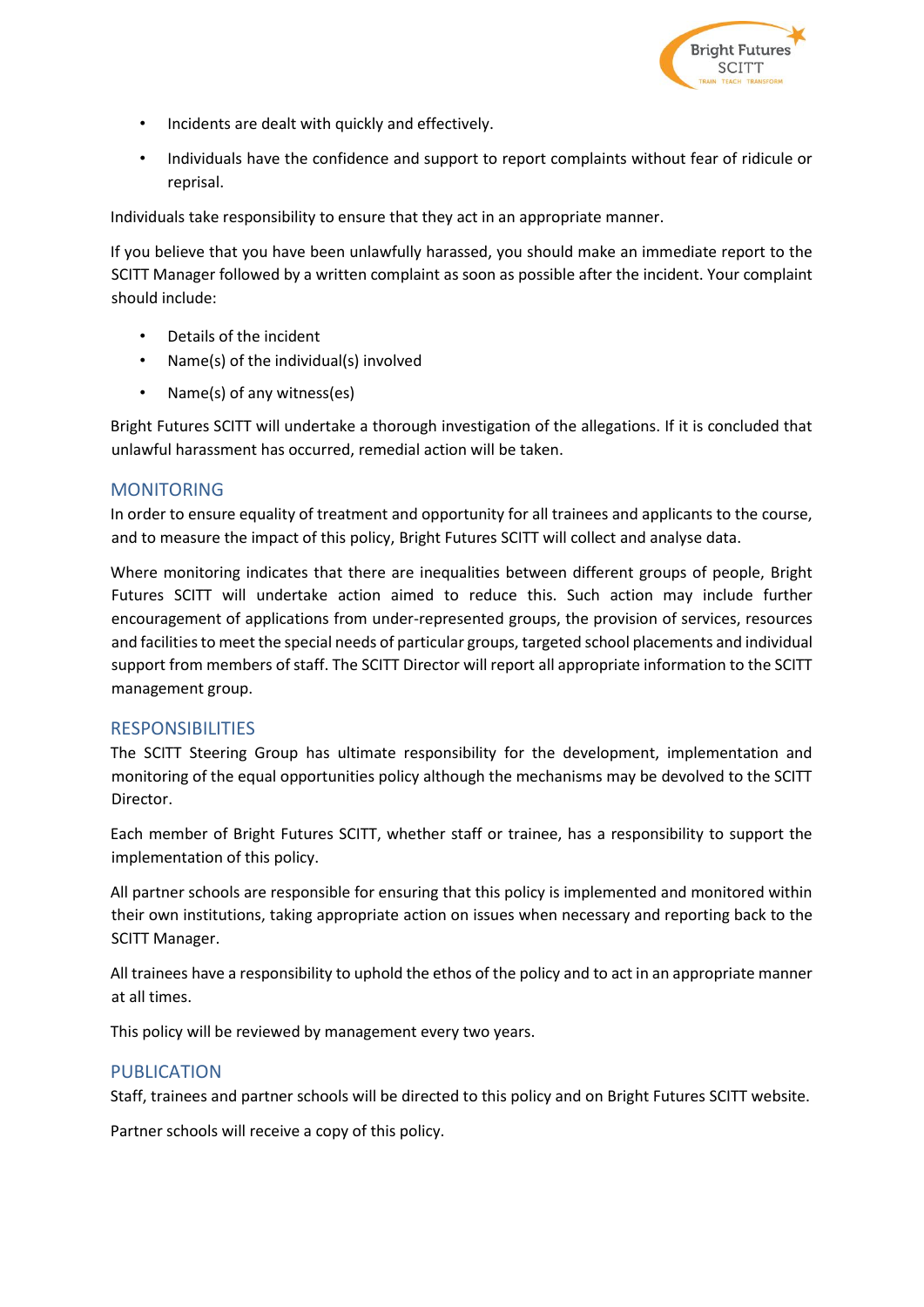- Incidents are dealt with quickly and effectively.
- Individuals have the confidence and support to report complaints without fear of ridicule or reprisal.

Individuals take responsibility to ensure that they act in an appropriate manner.

If you believe that you have been unlawfully harassed, you should make an immediate report to the SCITT Manager followed by a written complaint as soon as possible after the incident. Your complaint should include:

- Details of the incident
- Name(s) of the individual(s) involved
- Name(s) of any witness(es)

Bright Futures SCITT will undertake a thorough investigation of the allegations. If it is concluded that unlawful harassment has occurred, remedial action will be taken.

## MONITORING

In order to ensure equality of treatment and opportunity for all trainees and applicants to the course, and to measure the impact of this policy, Bright Futures SCITT will collect and analyse data.

Where monitoring indicates that there are inequalities between different groups of people, Bright Futures SCITT will undertake action aimed to reduce this. Such action may include further encouragement of applications from under-represented groups, the provision of services, resources and facilities to meet the special needs of particular groups, targeted school placements and individual support from members of staff. The SCITT Director will report all appropriate information to the SCITT management group.

## RESPONSIBILITIES

The SCITT Steering Group has ultimate responsibility for the development, implementation and monitoring of the equal opportunities policy although the mechanisms may be devolved to the SCITT Director.

Each member of Bright Futures SCITT, whether staff or trainee, has a responsibility to support the implementation of this policy.

All partner schools are responsible for ensuring that this policy is implemented and monitored within their own institutions, taking appropriate action on issues when necessary and reporting back to the SCITT Manager.

All trainees have a responsibility to uphold the ethos of the policy and to act in an appropriate manner at all times.

This policy will be reviewed by management every two years.

## PUBLICATION

Staff, trainees and partner schools will be directed to this policy and on Bright Futures SCITT website.

Partner schools will receive a copy of this policy.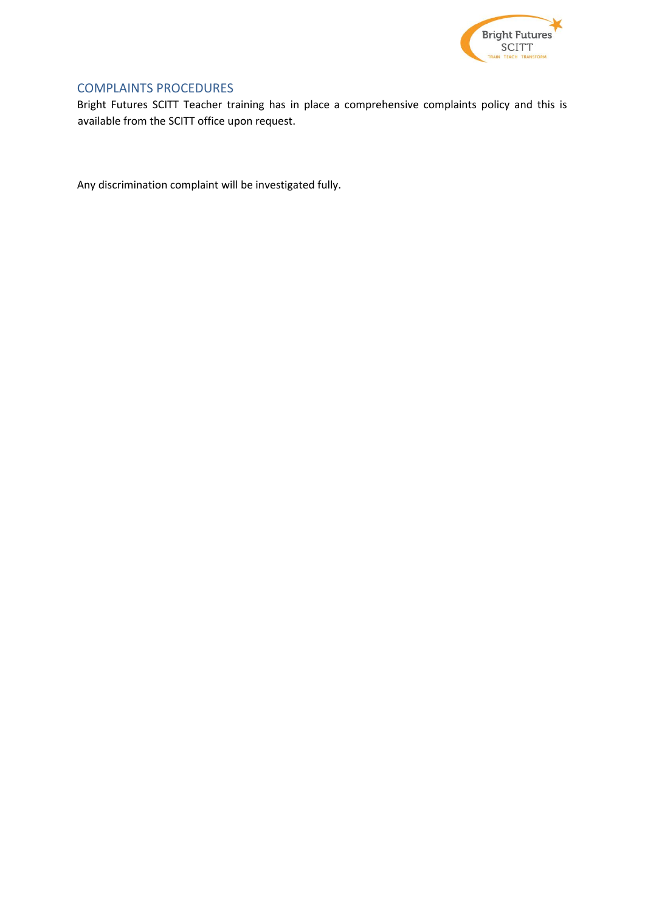## COMPLAINTS PROCEDURES

Bright Futures SCITT Teacher training has in place a comprehensive complaints policy and this is available from the SCITT office upon request.

Any discrimination complaint will be investigated fully.